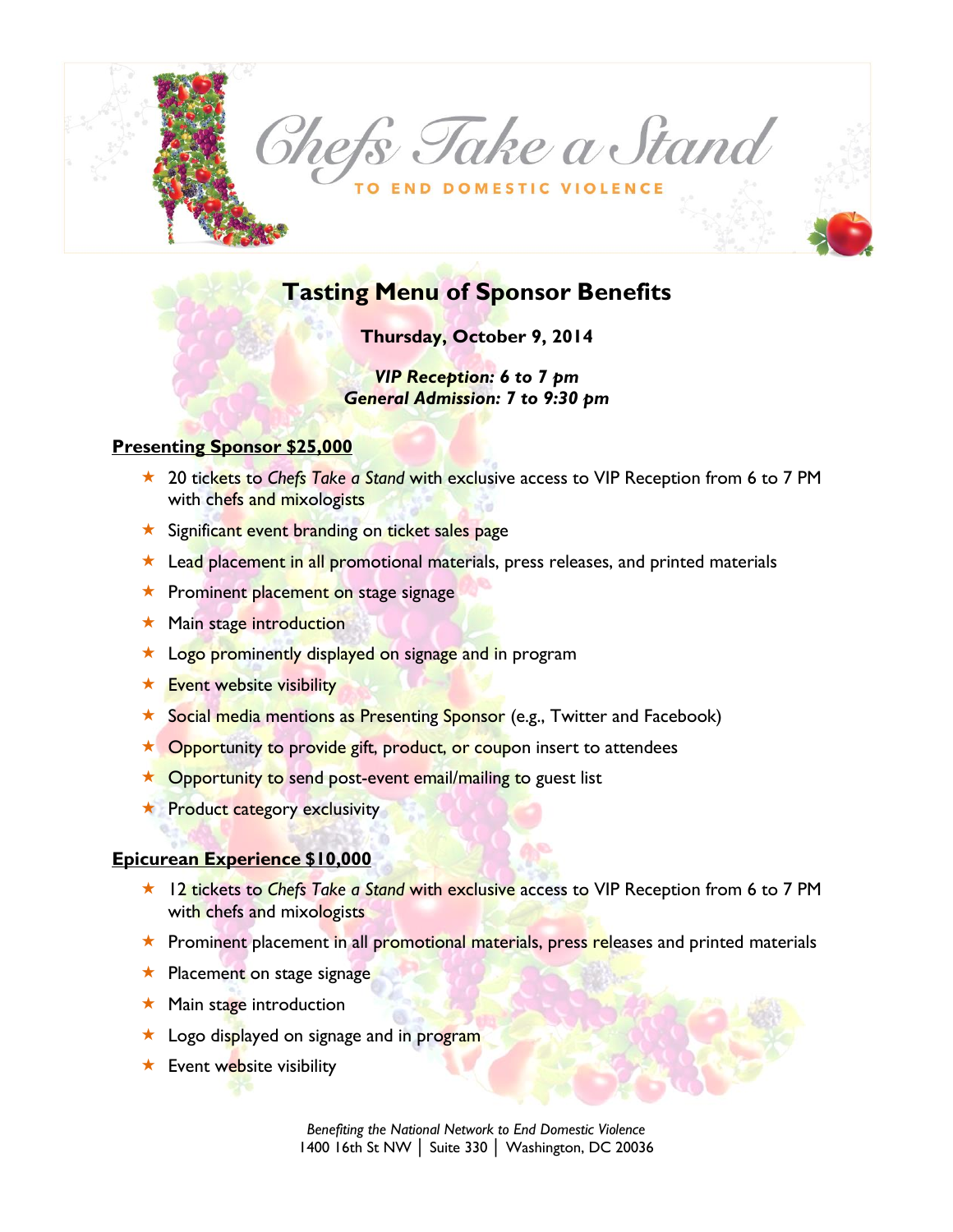# Chefs Take a Stand

TO END DOMESTIC VIOLENCE

## Tasting Menu of Sponsor Benefits

**Thursday, October 9, 2014**

***VIP Reception: 6 to 7 pm***
***General Admission: 7 to 9:30 pm***

### Presenting Sponsor $25,000

- 20 tickets to *Chefs Take a Stand* with exclusive access to VIP Reception from 6 to 7 PM with chefs and mixologists
- Significant event branding on ticket sales page
- Lead placement in all promotional materials, press releases, and printed materials
- Prominent placement on stage signage
- Main stage introduction
- Logo prominently displayed on signage and in program
- Event website visibility
- Social media mentions as Presenting Sponsor (e.g., Twitter and Facebook)
- Opportunity to provide gift, product, or coupon insert to attendees
- Opportunity to send post-event email/mailing to guest list
- Product category exclusivity

### Epicurean Experience $10,000

- 12 tickets to *Chefs Take a Stand* with exclusive access to VIP Reception from 6 to 7 PM with chefs and mixologists
- Prominent placement in all promotional materials, press releases and printed materials
- Placement on stage signage
- Main stage introduction
- Logo displayed on signage and in program
- Event website visibility

*Benefiting the National Network to End Domestic Violence*
1400 16th St NW │ Suite 330 │ Washington, DC 20036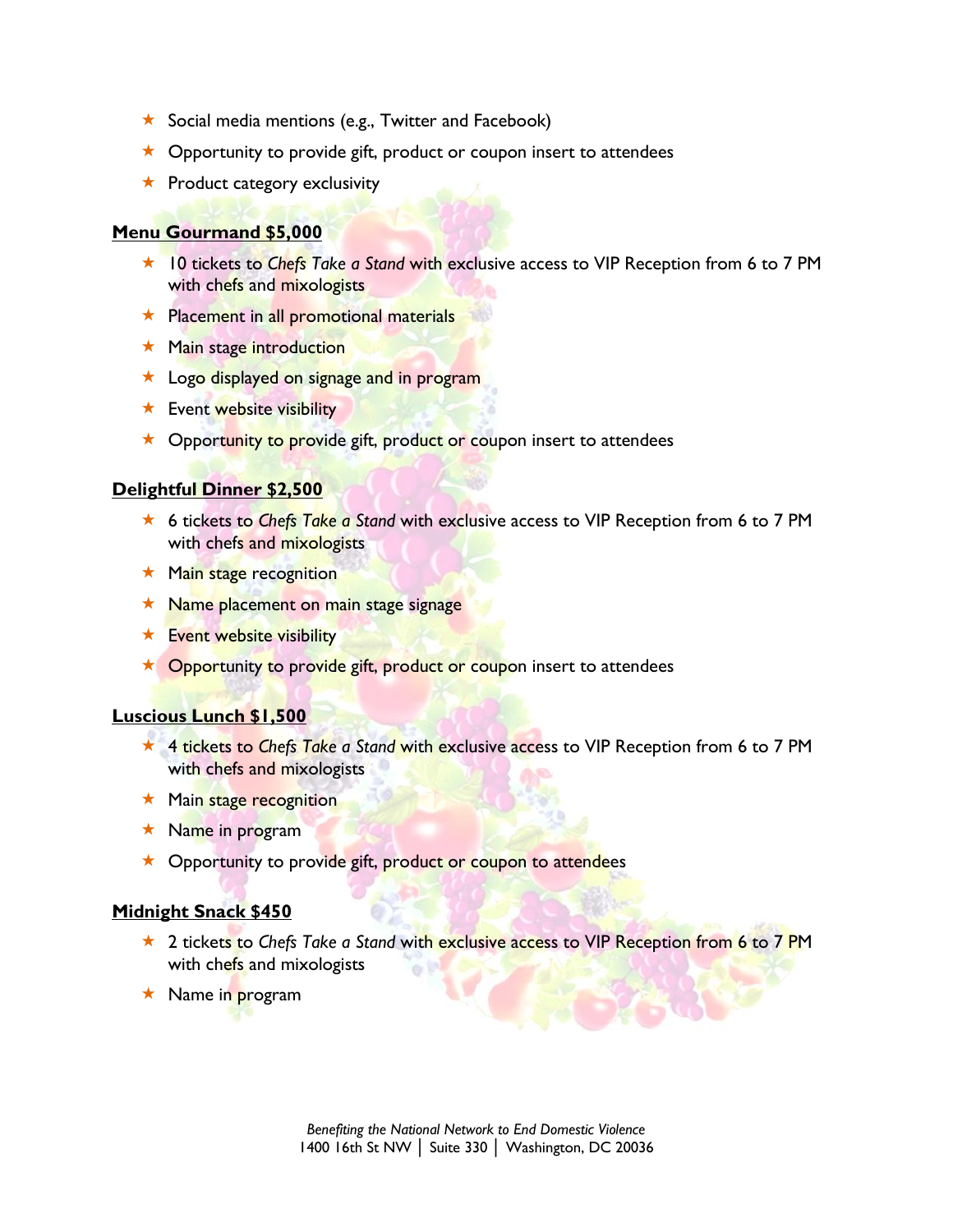- Social media mentions (e.g., Twitter and Facebook)
- Opportunity to provide gift, product or coupon insert to attendees
- Product category exclusivity

**Menu Gourmand $5,000**

- 10 tickets to *Chefs Take a Stand* with exclusive access to VIP Reception from 6 to 7 PM with chefs and mixologists
- Placement in all promotional materials
- Main stage introduction
- Logo displayed on signage and in program
- Event website visibility
- Opportunity to provide gift, product or coupon insert to attendees

**Delightful Dinner $2,500**

- 6 tickets to *Chefs Take a Stand* with exclusive access to VIP Reception from 6 to 7 PM with chefs and mixologists
- Main stage recognition
- Name placement on main stage signage
- Event website visibility
- Opportunity to provide gift, product or coupon insert to attendees

**Luscious Lunch $1,500**

- 4 tickets to *Chefs Take a Stand* with exclusive access to VIP Reception from 6 to 7 PM with chefs and mixologists
- Main stage recognition
- Name in program
- Opportunity to provide gift, product or coupon to attendees

**Midnight Snack $450**

- 2 tickets to *Chefs Take a Stand* with exclusive access to VIP Reception from 6 to 7 PM with chefs and mixologists
- Name in program

*Benefiting the National Network to End Domestic Violence*
1400 16th St NW │ Suite 330 │ Washington, DC 20036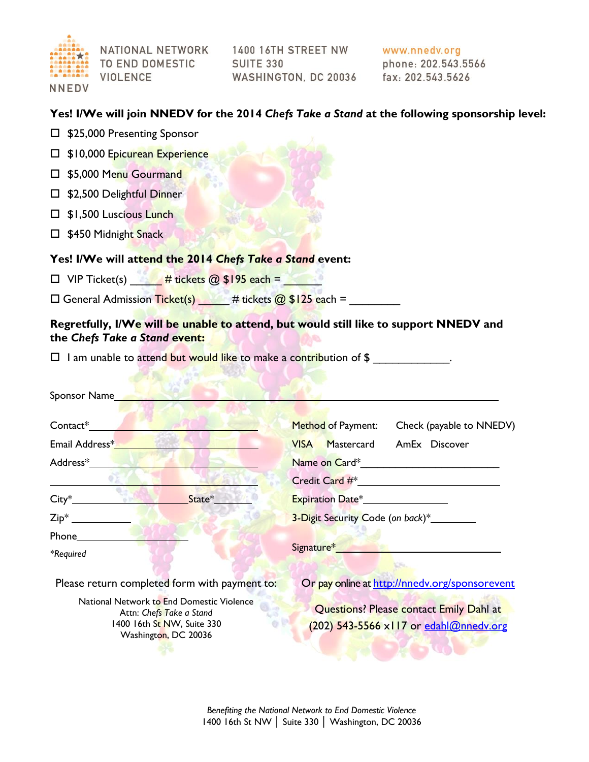NATIONAL NETWORK TO END DOMESTIC VIOLENCE

NNEDV

1400 16TH STREET NW
SUITE 330
WASHINGTON, DC 20036

www.nnedv.org
phone: 202.543.5566
fax: 202.543.5626

**Yes! I/We will join NNEDV for the 2014 *Chefs Take a Stand* at the following sponsorship level:**

- ☐ $25,000 Presenting Sponsor
- ☐ $10,000 Epicurean Experience
- ☐ $5,000 Menu Gourmand
- ☐ $2,500 Delightful Dinner
- ☐ $1,500 Luscious Lunch
- ☐ $450 Midnight Snack

**Yes! I/We will attend the 2014 *Chefs Take a Stand* event:**

- ☐ VIP Ticket(s) _____ # tickets @ $195 each = ______
- ☐ General Admission Ticket(s) _____ # tickets @ $125 each = ________

**Regretfully, I/We will be unable to attend, but would still like to support NNEDV and the *Chefs Take a Stand* event:**

- ☐ I am unable to attend but would like to make a contribution of $ ____________.

Sponsor Name___________________________________________________________

Contact*______________________________

Email Address*_________________________

Address*______________________________

______________________________________

City*_______________State*_______

Zip* __________

Phone__________________

*\*Required*

Method of Payment: Check (payable to NNEDV)

VISA Mastercard AmEx Discover

Name on Card*________________________

Credit Card #*________________________

Expiration Date*_______________

3-Digit Security Code (*on back*)*________

Signature*___________________________

Please return completed form with payment to:

National Network to End Domestic Violence
Attn: *Chefs Take a Stand*
1400 16th St NW, Suite 330
Washington, DC 20036

Or pay online at http://nnedv.org/sponsorevent

Questions? Please contact Emily Dahl at (202) 543-5566 x117 or edahl@nnedv.org

*Benefiting the National Network to End Domestic Violence*
1400 16th St NW | Suite 330 | Washington, DC 20036